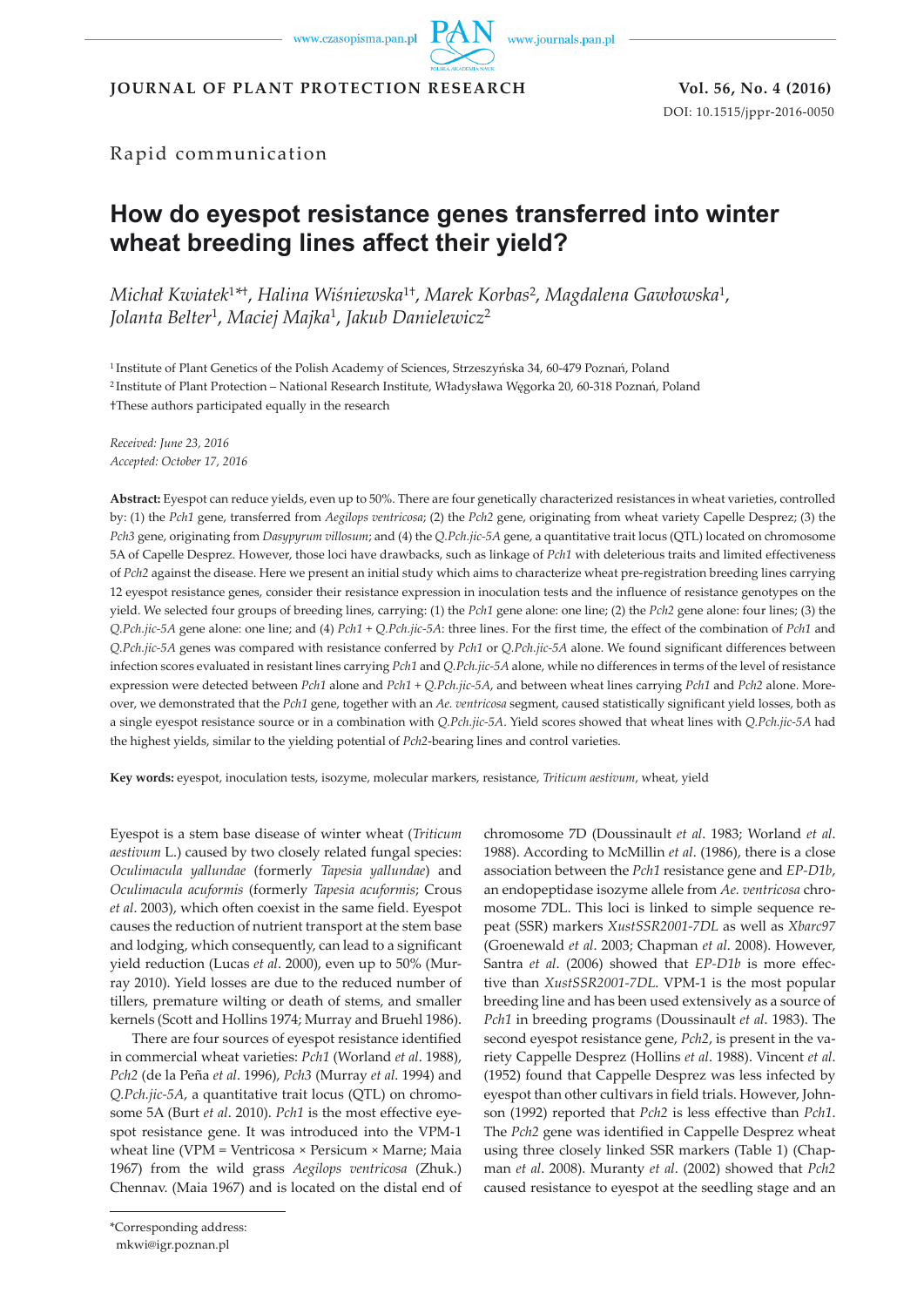JOURNAL OF PLANT PROTECTION RESEARCH

Vol. 56, No. 4 (2016)

DOI: 10.1515/jppr-2016-0050

Rapid communication

# How do eyespot resistance genes transferred into winter wheat breeding lines affect their yield?

*Michał Kwiatek*[1*†], *Halina Wiśniewska*[1†], *Marek Korbas*[2], *Magdalena Gawłowska*[1], *Jolanta Belter*[1], *Maciej Majka*[1], *Jakub Danielewicz*[2]

[1] Institute of Plant Genetics of the Polish Academy of Sciences, Strzeszyńska 34, 60-479 Poznań, Poland

[2] Institute of Plant Protection – National Research Institute, Władysława Węgorka 20, 60-318 Poznań, Poland

†These authors participated equally in the research

*Received: June 23, 2016*
*Accepted: October 17, 2016*

**Abstract:** Eyespot can reduce yields, even up to 50%. There are four genetically characterized resistances in wheat varieties, controlled by: (1) the *Pch1* gene, transferred from *Aegilops ventricosa*; (2) the *Pch2* gene, originating from wheat variety Capelle Desprez; (3) the *Pch3* gene, originating from *Dasypyrum villosum*; and (4) the *Q.Pch.jic-5A* gene, a quantitative trait locus (QTL) located on chromosome 5A of Capelle Desprez. However, those loci have drawbacks, such as linkage of *Pch1* with deleterious traits and limited effectiveness of *Pch2* against the disease. Here we present an initial study which aims to characterize wheat pre-registration breeding lines carrying 12 eyespot resistance genes, consider their resistance expression in inoculation tests and the influence of resistance genotypes on the yield. We selected four groups of breeding lines, carrying: (1) the *Pch1* gene alone: one line; (2) the *Pch2* gene alone: four lines; (3) the *Q.Pch.jic-5A* gene alone: one line; and (4) *Pch1* + *Q.Pch.jic-5A*: three lines. For the first time, the effect of the combination of *Pch1* and *Q.Pch.jic-5A* genes was compared with resistance conferred by *Pch1* or *Q.Pch.jic-5A* alone. We found significant differences between infection scores evaluated in resistant lines carrying *Pch1* and *Q.Pch.jic-5A* alone, while no differences in terms of the level of resistance expression were detected between *Pch1* alone and *Pch1* + *Q.Pch.jic-5A*, and between wheat lines carrying *Pch1* and *Pch2* alone. Moreover, we demonstrated that the *Pch1* gene, together with an *Ae. ventricosa* segment, caused statistically significant yield losses, both as a single eyespot resistance source or in a combination with *Q.Pch.jic-5A*. Yield scores showed that wheat lines with *Q.Pch.jic-5A* had the highest yields, similar to the yielding potential of *Pch2*-bearing lines and control varieties.

**Key words:** eyespot, inoculation tests, isozyme, molecular markers, resistance, *Triticum aestivum*, wheat, yield

Eyespot is a stem base disease of winter wheat (*Triticum aestivum* L.) caused by two closely related fungal species: *Oculimacula yallundae* (formerly *Tapesia yallundae*) and *Oculimacula acuformis* (formerly *Tapesia acuformis*; Crous *et al*. 2003), which often coexist in the same field. Eyespot causes the reduction of nutrient transport at the stem base and lodging, which consequently, can lead to a significant yield reduction (Lucas *et al*. 2000), even up to 50% (Murray 2010). Yield losses are due to the reduced number of tillers, premature wilting or death of stems, and smaller kernels (Scott and Hollins 1974; Murray and Bruehl 1986).

There are four sources of eyespot resistance identified in commercial wheat varieties: *Pch1* (Worland *et al*. 1988), *Pch2* (de la Peña *et al*. 1996), *Pch3* (Murray *et al*. 1994) and *Q.Pch.jic-5A*, a quantitative trait locus (QTL) on chromosome 5A (Burt *et al*. 2010). *Pch1* is the most effective eyespot resistance gene. It was introduced into the VPM-1 wheat line (VPM = Ventricosa × Persicum × Marne; Maia 1967) from the wild grass *Aegilops ventricosa* (Zhuk.) Chennav. (Maia 1967) and is located on the distal end of chromosome 7D (Doussinault *et al*. 1983; Worland *et al*. 1988). According to McMillin *et al*. (1986), there is a close association between the *Pch1* resistance gene and *EP-D1b*, an endopeptidase isozyme allele from *Ae. ventricosa* chromosome 7DL. This loci is linked to simple sequence repeat (SSR) markers *XustSSR2001-7DL* as well as *Xbarc97* (Groenewald *et al*. 2003; Chapman *et al*. 2008). However, Santra *et al*. (2006) showed that *EP-D1b* is more effective than *XustSSR2001-7DL*. VPM-1 is the most popular breeding line and has been used extensively as a source of *Pch1* in breeding programs (Doussinault *et al*. 1983). The second eyespot resistance gene, *Pch2*, is present in the variety Cappelle Desprez (Hollins *et al*. 1988). Vincent *et al*. (1952) found that Cappelle Desprez was less infected by eyespot than other cultivars in field trials. However, Johnson (1992) reported that *Pch2* is less effective than *Pch1*. The *Pch2* gene was identified in Cappelle Desprez wheat using three closely linked SSR markers (Table 1) (Chapman *et al*. 2008). Muranty *et al*. (2002) showed that *Pch2* caused resistance to eyespot at the seedling stage and an

*Corresponding address:
mkwi@igr.poznan.pl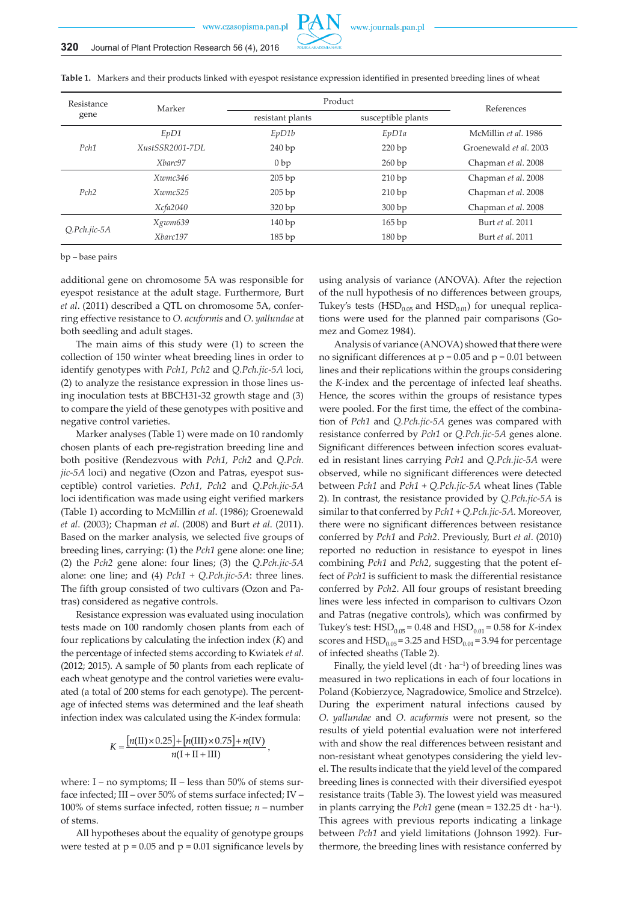**Table 1.** Markers and their products linked with eyespot resistance expression identified in presented breeding lines of wheat

| Resistance gene | Marker | Product | | References |
|---|---|---|---|---|
| | | resistant plants | susceptible plants | |
| *Pch1* | *EpD1* | *EpD1b* | *EpD1a* | McMillin *et al.* 1986 |
| | *XustSSR2001-7DL* | 240 bp | 220 bp | Groenewald *et al.* 2003 |
| | *Xbarc97* | 0 bp | 260 bp | Chapman *et al.* 2008 |
| *Pch2* | *Xwmc346* | 205 bp | 210 bp | Chapman *et al.* 2008 |
| | *Xwmc525* | 205 bp | 210 bp | Chapman *et al.* 2008 |
| | *Xcfa2040* | 320 bp | 300 bp | Chapman *et al.* 2008 |
| *Q.Pch.jic-5A* | *Xgwm639* | 140 bp | 165 bp | Burt *et al.* 2011 |
| | *Xbarc197* | 185 bp | 180 bp | Burt *et al.* 2011 |

bp – base pairs

additional gene on chromosome 5A was responsible for eyespot resistance at the adult stage. Furthermore, Burt *et al*. (2011) described a QTL on chromosome 5A, conferring effective resistance to *O. acuformis* and *O. yallundae* at both seedling and adult stages.

The main aims of this study were (1) to screen the collection of 150 winter wheat breeding lines in order to identify genotypes with *Pch1*, *Pch2* and *Q.Pch.jic-5A* loci, (2) to analyze the resistance expression in those lines using inoculation tests at BBCH31-32 growth stage and (3) to compare the yield of these genotypes with positive and negative control varieties.

Marker analyses (Table 1) were made on 10 randomly chosen plants of each pre-registration breeding line and both positive (Rendezvous with *Pch1*, *Pch2* and *Q.Pch.jic-5A* loci) and negative (Ozon and Patras, eyespot susceptible) control varieties. *Pch1, Pch2* and *Q.Pch.jic-5A* loci identification was made using eight verified markers (Table 1) according to McMillin *et al*. (1986); Groenewald *et al*. (2003); Chapman *et al*. (2008) and Burt *et al*. (2011). Based on the marker analysis, we selected five groups of breeding lines, carrying: (1) the *Pch1* gene alone: one line; (2) the *Pch2* gene alone: four lines; (3) the *Q.Pch.jic-5A* alone: one line; and (4) *Pch1* + *Q.Pch.jic-5A*: three lines. The fifth group consisted of two cultivars (Ozon and Patras) considered as negative controls.

Resistance expression was evaluated using inoculation tests made on 100 randomly chosen plants from each of four replications by calculating the infection index (*K*) and the percentage of infected stems according to Kwiatek *et al*. (2012; 2015). A sample of 50 plants from each replicate of each wheat genotype and the control varieties were evaluated (a total of 200 stems for each genotype). The percentage of infected stems was determined and the leaf sheath infection index was calculated using the *K*-index formula:

$$K = \frac{[n(\mathrm{II}) \times 0.25] + [n(\mathrm{III}) \times 0.75] + n(\mathrm{IV})}{n(\mathrm{I} + \mathrm{II} + \mathrm{III})},$$

where: I – no symptoms; II – less than 50% of stems surface infected; III – over 50% of stems surface infected; IV – 100% of stems surface infected, rotten tissue; *n* – number of stems.

All hypotheses about the equality of genotype groups were tested at $p = 0.05$ and $p = 0.01$ significance levels by using analysis of variance (ANOVA). After the rejection of the null hypothesis of no differences between groups, Tukey's tests ($HSD_{0.05}$ and $HSD_{0.01}$) for unequal replications were used for the planned pair comparisons (Gomez and Gomez 1984).

Analysis of variance (ANOVA) showed that there were no significant differences at $p = 0.05$ and $p = 0.01$ between lines and their replications within the groups considering the *K*-index and the percentage of infected leaf sheaths. Hence, the scores within the groups of resistance types were pooled. For the first time, the effect of the combination of *Pch1* and *Q.Pch.jic-5A* genes was compared with resistance conferred by *Pch1* or *Q.Pch.jic-5A* genes alone. Significant differences between infection scores evaluated in resistant lines carrying *Pch1* and *Q.Pch.jic-5A* were observed, while no significant differences were detected between *Pch1* and *Pch1* + *Q.Pch.jic-5A* wheat lines (Table 2). In contrast, the resistance provided by *Q.Pch.jic-5A* is similar to that conferred by *Pch1* + *Q.Pch.jic-5A.* Moreover, there were no significant differences between resistance conferred by *Pch1* and *Pch2*. Previously, Burt *et al*. (2010) reported no reduction in resistance to eyespot in lines combining *Pch1* and *Pch2*, suggesting that the potent effect of *Pch1* is sufficient to mask the differential resistance conferred by *Pch2*. All four groups of resistant breeding lines were less infected in comparison to cultivars Ozon and Patras (negative controls), which was confirmed by Tukey's test: $HSD_{0.05} = 0.48$ and $HSD_{0.01} = 0.58$ for *K*-index scores and $HSD_{0.05} = 3.25$ and $HSD_{0.01} = 3.94$ for percentage of infected sheaths (Table 2).

Finally, the yield level ($dt \cdot ha^{-1}$) of breeding lines was measured in two replications in each of four locations in Poland (Kobierzyce, Nagradowice, Smolice and Strzelce). During the experiment natural infections caused by *O. yallundae* and *O. acuformis* were not present, so the results of yield potential evaluation were not interfered with and show the real differences between resistant and non-resistant wheat genotypes considering the yield level. The results indicate that the yield level of the compared breeding lines is connected with their diversified eyespot resistance traits (Table 3). The lowest yield was measured in plants carrying the *Pch1* gene (mean = 132.25 $dt \cdot ha^{-1}$). This agrees with previous reports indicating a linkage between *Pch1* and yield limitations (Johnson 1992). Furthermore, the breeding lines with resistance conferred by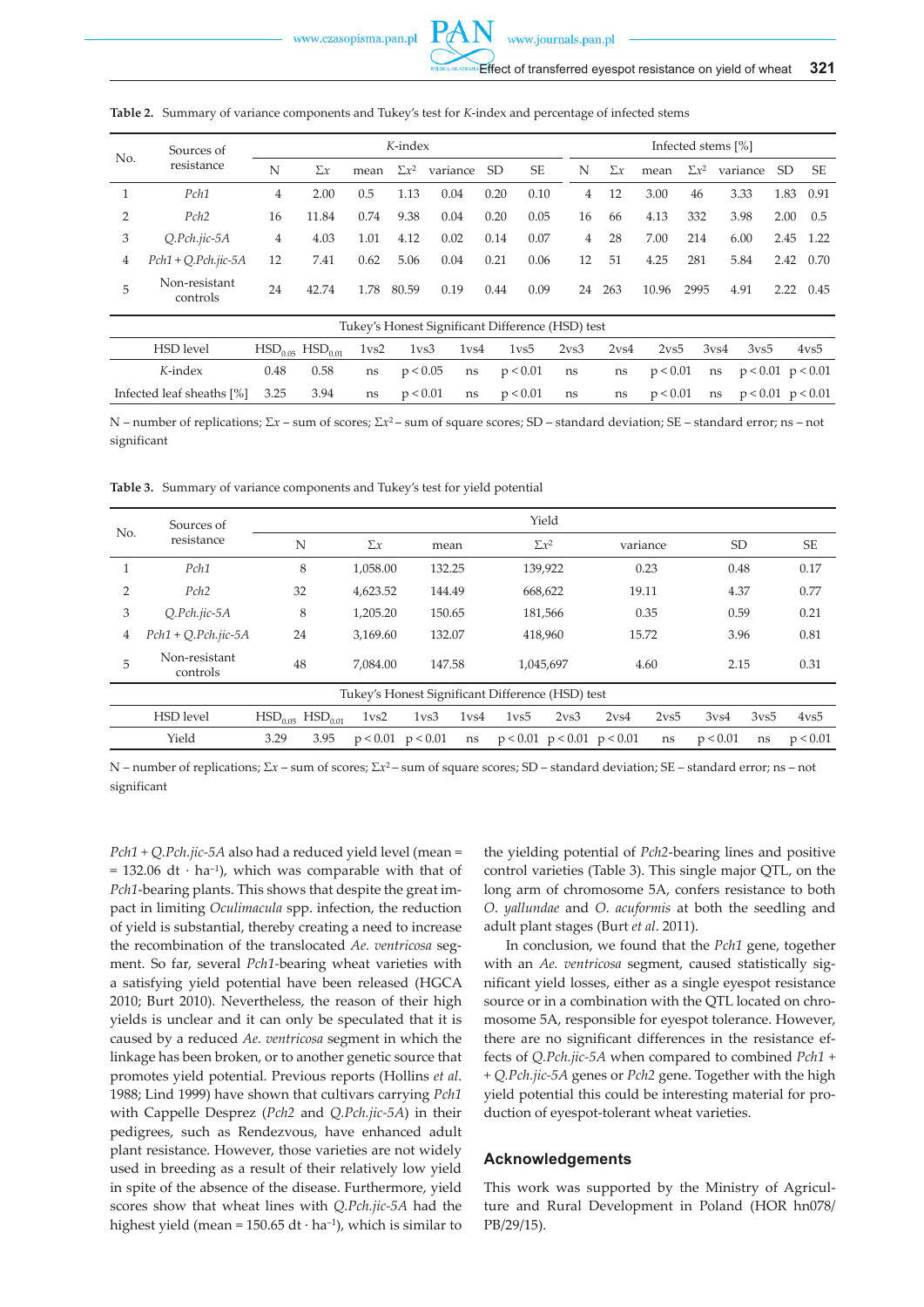**Table 2.** Summary of variance components and Tukey's test for *K*-index and percentage of infected stems

| No. | Sources of resistance | *K*-index | | | | | | | Infected stems [%] | | | | | | |
|---|---|---|---|---|---|---|---|---|---|---|---|---|---|---|---|
| | | N | $\Sigma x$ | mean | $\Sigma x^2$ | variance | SD | SE | N | $\Sigma x$ | mean | $\Sigma x^2$ | variance | SD | SE |
| 1 | *Pch1* | 4 | 2.00 | 0.5 | 1.13 | 0.04 | 0.20 | 0.10 | 4 | 12 | 3.00 | 46 | 3.33 | 1.83 | 0.91 |
| 2 | *Pch2* | 16 | 11.84 | 0.74 | 9.38 | 0.04 | 0.20 | 0.05 | 16 | 66 | 4.13 | 332 | 3.98 | 2.00 | 0.5 |
| 3 | *Q.Pch.jic-5A* | 4 | 4.03 | 1.01 | 4.12 | 0.02 | 0.14 | 0.07 | 4 | 28 | 7.00 | 214 | 6.00 | 2.45 | 1.22 |
| 4 | *Pch1* + *Q.Pch.jic-5A* | 12 | 7.41 | 0.62 | 5.06 | 0.04 | 0.21 | 0.06 | 12 | 51 | 4.25 | 281 | 5.84 | 2.42 | 0.70 |
| 5 | Non-resistant controls | 24 | 42.74 | 1.78 | 80.59 | 0.19 | 0.44 | 0.09 | 24 | 263 | 10.96 | 2995 | 4.91 | 2.22 | 0.45 |

Tukey's Honest Significant Difference (HSD) test

| HSD level | $HSD_{0.05}$ | $HSD_{0.01}$ | 1vs2 | 1vs3 | 1vs4 | 1vs5 | 2vs3 | 2vs4 | 2vs5 | 3vs4 | 3vs5 | 4vs5 |
|---|---|---|---|---|---|---|---|---|---|---|---|---|
| *K*-index | 0.48 | 0.58 | ns | $p < 0.05$ | ns | $p < 0.01$ | ns | ns | $p < 0.01$ | ns | $p < 0.01$ | $p < 0.01$ |
| Infected leaf sheaths [%] | 3.25 | 3.94 | ns | $p < 0.01$ | ns | $p < 0.01$ | ns | ns | $p < 0.01$ | ns | $p < 0.01$ | $p < 0.01$ |

N – number of replications; $\Sigma x$ – sum of scores; $\Sigma x^2$ – sum of square scores; SD – standard deviation; SE – standard error; ns – not significant

**Table 3.** Summary of variance components and Tukey's test for yield potential

| No. | Sources of resistance | Yield | | | | | | |
|---|---|---|---|---|---|---|---|---|
| | | N | $\Sigma x$ | mean | $\Sigma x^2$ | variance | SD | SE |
| 1 | *Pch1* | 8 | 1,058.00 | 132.25 | 139,922 | 0.23 | 0.48 | 0.17 |
| 2 | *Pch2* | 32 | 4,623.52 | 144.49 | 668,622 | 19.11 | 4.37 | 0.77 |
| 3 | *Q.Pch.jic-5A* | 8 | 1,205.20 | 150.65 | 181,566 | 0.35 | 0.59 | 0.21 |
| 4 | *Pch1* + *Q.Pch.jic-5A* | 24 | 3,169.60 | 132.07 | 418,960 | 15.72 | 3.96 | 0.81 |
| 5 | Non-resistant controls | 48 | 7,084.00 | 147.58 | 1,045,697 | 4.60 | 2.15 | 0.31 |

Tukey's Honest Significant Difference (HSD) test

| HSD level | $HSD_{0.05}$ | $HSD_{0.01}$ | 1vs2 | 1vs3 | 1vs4 | 1vs5 | 2vs3 | 2vs4 | 2vs5 | 3vs4 | 3vs5 | 4vs5 |
|---|---|---|---|---|---|---|---|---|---|---|---|---|
| Yield | 3.29 | 3.95 | $p < 0.01$ | $p < 0.01$ | ns | $p < 0.01$ | $p < 0.01$ | $p < 0.01$ | ns | $p < 0.01$ | ns | $p < 0.01$ |

N – number of replications; $\Sigma x$ – sum of scores; $\Sigma x^2$ – sum of square scores; SD – standard deviation; SE – standard error; ns – not significant

*Pch1* + *Q.Pch.jic-5A* also had a reduced yield level (mean = = 132.06 dt · ha$^{-1}$), which was comparable with that of *Pch1*-bearing plants. This shows that despite the great impact in limiting *Oculimacula* spp. infection, the reduction of yield is substantial, thereby creating a need to increase the recombination of the translocated *Ae. ventricosa* segment. So far, several *Pch1*-bearing wheat varieties with a satisfying yield potential have been released (HGCA 2010; Burt 2010). Nevertheless, the reason of their high yields is unclear and it can only be speculated that it is caused by a reduced *Ae. ventricosa* segment in which the linkage has been broken, or to another genetic source that promotes yield potential. Previous reports (Hollins *et al*. 1988; Lind 1999) have shown that cultivars carrying *Pch1* with Cappelle Desprez (*Pch2* and *Q.Pch.jic-5A*) in their pedigrees, such as Rendezvous, have enhanced adult plant resistance. However, those varieties are not widely used in breeding as a result of their relatively low yield in spite of the absence of the disease. Furthermore, yield scores show that wheat lines with *Q.Pch.jic-5A* had the highest yield (mean = 150.65 dt · ha$^{-1}$), which is similar to the yielding potential of *Pch2*-bearing lines and positive control varieties (Table 3). This single major QTL, on the long arm of chromosome 5A, confers resistance to both *O. yallundae* and *O. acuformis* at both the seedling and adult plant stages (Burt *et al*. 2011).

In conclusion, we found that the *Pch1* gene, together with an *Ae. ventricosa* segment, caused statistically significant yield losses, either as a single eyespot resistance source or in a combination with the QTL located on chromosome 5A, responsible for eyespot tolerance. However, there are no significant differences in the resistance effects of *Q.Pch.jic-5A* when compared to combined *Pch1* + + *Q.Pch.jic-5A* genes or *Pch2* gene. Together with the high yield potential this could be interesting material for production of eyespot-tolerant wheat varieties.

## Acknowledgements

This work was supported by the Ministry of Agriculture and Rural Development in Poland (HOR hn078/PB/29/15).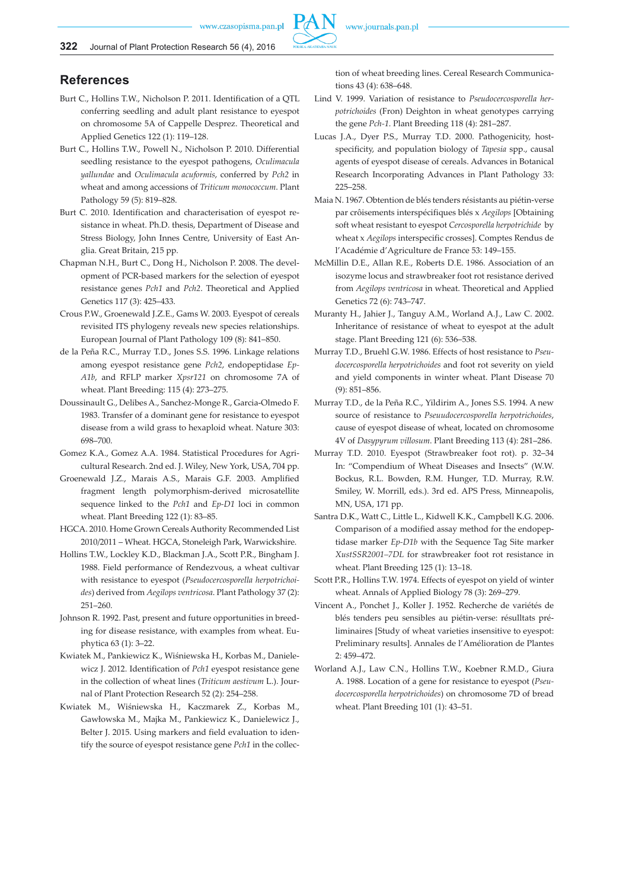## References

Burt C., Hollins T.W., Nicholson P. 2011. Identification of a QTL conferring seedling and adult plant resistance to eyespot on chromosome 5A of Cappelle Desprez. Theoretical and Applied Genetics 122 (1): 119–128.

Burt C., Hollins T.W., Powell N., Nicholson P. 2010. Differential seedling resistance to the eyespot pathogens, *Oculimacula yallundae* and *Oculimacula acuformis*, conferred by *Pch2* in wheat and among accessions of *Triticum monococcum*. Plant Pathology 59 (5): 819–828.

Burt C. 2010. Identification and characterisation of eyespot resistance in wheat. Ph.D. thesis, Department of Disease and Stress Biology, John Innes Centre, University of East Anglia. Great Britain, 215 pp.

Chapman N.H., Burt C., Dong H., Nicholson P. 2008. The development of PCR-based markers for the selection of eyespot resistance genes *Pch1* and *Pch2*. Theoretical and Applied Genetics 117 (3): 425–433.

Crous P.W., Groenewald J.Z.E., Gams W. 2003. Eyespot of cereals revisited ITS phylogeny reveals new species relationships. European Journal of Plant Pathology 109 (8): 841–850.

de la Peña R.C., Murray T.D., Jones S.S. 1996. Linkage relations among eyespot resistance gene *Pch2*, endopeptidase *Ep-A1b*, and RFLP marker *Xpsr121* on chromosome 7A of wheat. Plant Breeding: 115 (4): 273–275.

Doussinault G., Delibes A., Sanchez-Monge R., Garcia-Olmedo F. 1983. Transfer of a dominant gene for resistance to eyespot disease from a wild grass to hexaploid wheat. Nature 303: 698–700.

Gomez K.A., Gomez A.A. 1984. Statistical Procedures for Agricultural Research. 2nd ed. J. Wiley, New York, USA, 704 pp.

Groenewald J.Z., Marais A.S., Marais G.F. 2003. Amplified fragment length polymorphism-derived microsatellite sequence linked to the *Pch1* and *Ep-D1* loci in common wheat. Plant Breeding 122 (1): 83–85.

HGCA. 2010. Home Grown Cereals Authority Recommended List 2010/2011 – Wheat. HGCA, Stoneleigh Park, Warwickshire.

Hollins T.W., Lockley K.D., Blackman J.A., Scott P.R., Bingham J. 1988. Field performance of Rendezvous, a wheat cultivar with resistance to eyespot (*Pseudocercosporella herpotrichoides*) derived from *Aegilops ventricosa*. Plant Pathology 37 (2): 251–260.

Johnson R. 1992. Past, present and future opportunities in breeding for disease resistance, with examples from wheat. Euphytica 63 (1): 3–22.

Kwiatek M., Pankiewicz K., Wiśniewska H., Korbas M., Danielewicz J. 2012. Identification of *Pch1* eyespot resistance gene in the collection of wheat lines (*Triticum aestivum* L.). Journal of Plant Protection Research 52 (2): 254–258.

Kwiatek M., Wiśniewska H., Kaczmarek Z., Korbas M., Gawłowska M., Majka M., Pankiewicz K., Danielewicz J., Belter J. 2015. Using markers and field evaluation to identify the source of eyespot resistance gene *Pch1* in the collection of wheat breeding lines. Cereal Research Communications 43 (4): 638–648.

Lind V. 1999. Variation of resistance to *Pseudocercosporella herpotrichoides* (Fron) Deighton in wheat genotypes carrying the gene *Pch-1*. Plant Breeding 118 (4): 281–287.

Lucas J.A., Dyer P.S., Murray T.D. 2000. Pathogenicity, host-specificity, and population biology of *Tapesia* spp., causal agents of eyespot disease of cereals. Advances in Botanical Research Incorporating Advances in Plant Pathology 33: 225–258.

Maia N. 1967. Obtention de blés tenders résistants au piétin-verse par crôisements interspécifiques blés x *Aegilops* [Obtaining soft wheat resistant to eyespot *Cercosporella herpotrichide* by wheat x *Aegilops* interspecific crosses]. Comptes Rendus de l'Académie d'Agriculture de France 53: 149–155.

McMillin D.E., Allan R.E., Roberts D.E. 1986. Association of an isozyme locus and strawbreaker foot rot resistance derived from *Aegilops ventricosa* in wheat. Theoretical and Applied Genetics 72 (6): 743–747.

Muranty H., Jahier J., Tanguy A.M., Worland A.J., Law C. 2002. Inheritance of resistance of wheat to eyespot at the adult stage. Plant Breeding 121 (6): 536–538.

Murray T.D., Bruehl G.W. 1986. Effects of host resistance to *Pseudocercosporella herpotrichoides* and foot rot severity on yield and yield components in winter wheat. Plant Disease 70 (9): 851–856.

Murray T.D., de la Peña R.C., Yildirim A., Jones S.S. 1994. A new source of resistance to *Pseuudocercosporella herpotrichoides*, cause of eyespot disease of wheat, located on chromosome 4V of *Dasypyrum villosum*. Plant Breeding 113 (4): 281–286.

Murray T.D. 2010. Eyespot (Strawbreaker foot rot). p. 32–34 In: "Compendium of Wheat Diseases and Insects" (W.W. Bockus, R.L. Bowden, R.M. Hunger, T.D. Murray, R.W. Smiley, W. Morrill, eds.). 3rd ed. APS Press, Minneapolis, MN, USA, 171 pp.

Santra D.K., Watt C., Little L., Kidwell K.K., Campbell K.G. 2006. Comparison of a modified assay method for the endopeptidase marker *Ep-D1b* with the Sequence Tag Site marker *XustSSR2001–7DL* for strawbreaker foot rot resistance in wheat. Plant Breeding 125 (1): 13–18.

Scott P.R., Hollins T.W. 1974. Effects of eyespot on yield of winter wheat. Annals of Applied Biology 78 (3): 269–279.

Vincent A., Ponchet J., Koller J. 1952. Recherche de variétés de blés tenders peu sensibles au piétin-verse: résulltats préliminaires [Study of wheat varieties insensitive to eyespot: Preliminary results]. Annales de l'Amélioration de Plantes 2: 459–472.

Worland A.J., Law C.N., Hollins T.W., Koebner R.M.D., Giura A. 1988. Location of a gene for resistance to eyespot (*Pseudocercosporella herpotrichoides*) on chromosome 7D of bread wheat. Plant Breeding 101 (1): 43–51.